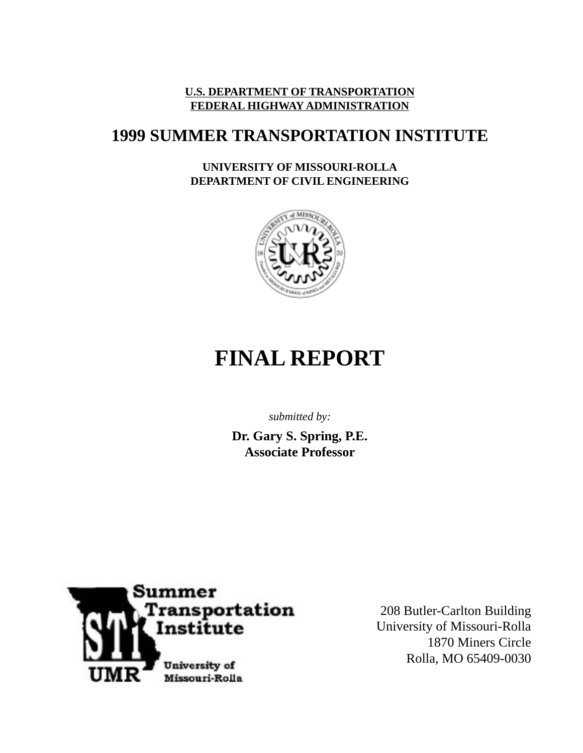**U.S. DEPARTMENT OF TRANSPORTATION**
**FEDERAL HIGHWAY ADMINISTRATION**

# 1999 SUMMER TRANSPORTATION INSTITUTE

**UNIVERSITY OF MISSOURI-ROLLA**
**DEPARTMENT OF CIVIL ENGINEERING**

# FINAL REPORT

*submitted by:*

**Dr. Gary S. Spring, P.E.**
**Associate Professor**

208 Butler-Carlton Building
University of Missouri-Rolla
1870 Miners Circle
Rolla, MO 65409-0030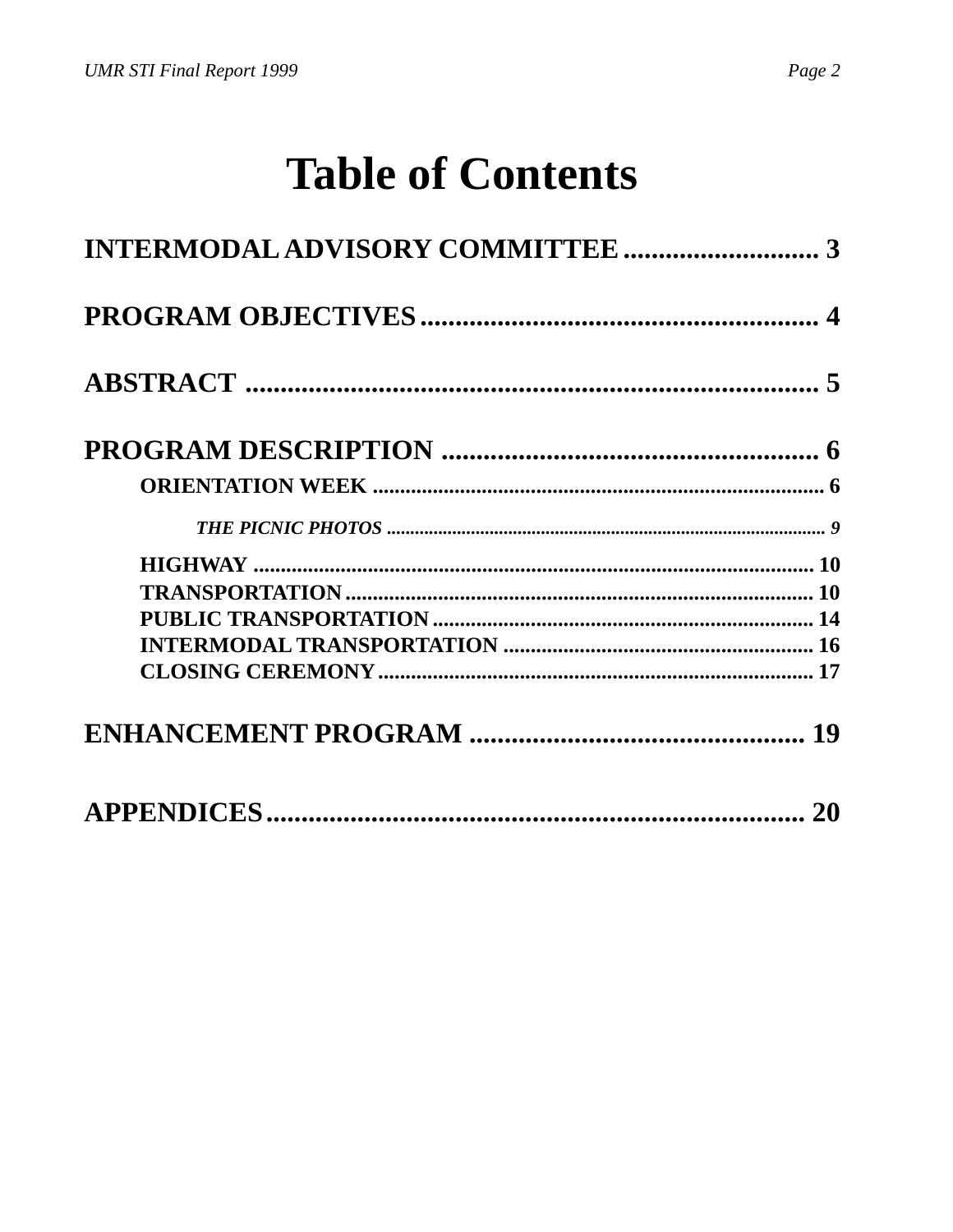# Table of Contents

**INTERMODAL ADVISORY COMMITTEE ............................ 3**

**PROGRAM OBJECTIVES......................................................... 4**

**ABSTRACT ................................................................................. 5**

**PROGRAM DESCRIPTION ..................................................... 6**

- **ORIENTATION WEEK ..................................................................................... 6**
  - ***THE PICNIC PHOTOS ............................................................................................ 9***
- **HIGHWAY ......................................................................................................... 10**
- **TRANSPORTATION ......................................................................................... 10**
- **PUBLIC TRANSPORTATION ......................................................................... 14**
- **INTERMODAL TRANSPORTATION ............................................................ 16**
- **CLOSING CEREMONY .................................................................................... 17**

**ENHANCEMENT PROGRAM ................................................ 19**

**APPENDICES.............................................................................. 20**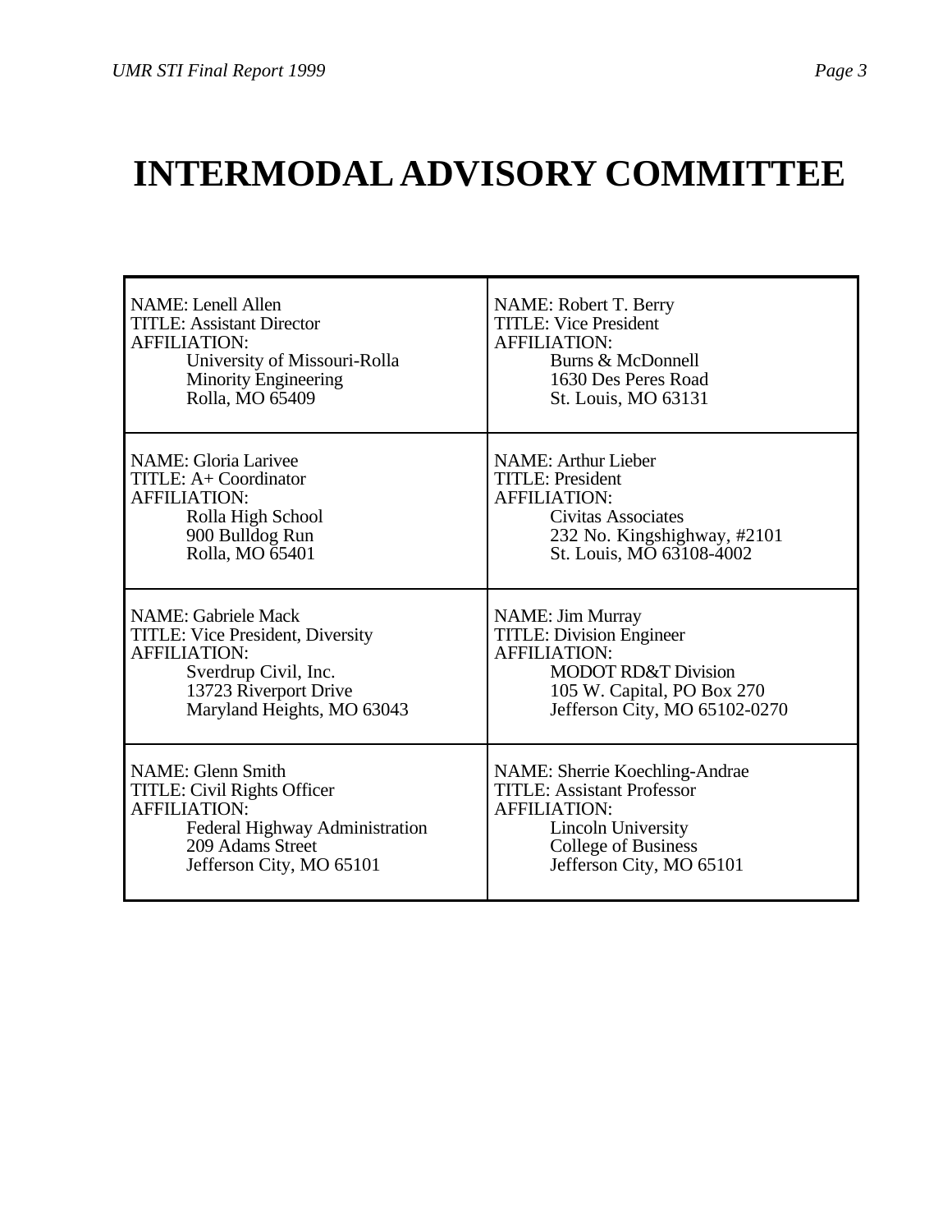# INTERMODAL ADVISORY COMMITTEE

| | |
|---|---|
| NAME: Lenell Allen<br>TITLE: Assistant Director<br>AFFILIATION:<br>University of Missouri-Rolla<br>Minority Engineering<br>Rolla, MO 65409 | NAME: Robert T. Berry<br>TITLE: Vice President<br>AFFILIATION:<br>Burns & McDonnell<br>1630 Des Peres Road<br>St. Louis, MO 63131 |
| NAME: Gloria Larivee<br>TITLE: A+ Coordinator<br>AFFILIATION:<br>Rolla High School<br>900 Bulldog Run<br>Rolla, MO 65401 | NAME: Arthur Lieber<br>TITLE: President<br>AFFILIATION:<br>Civitas Associates<br>232 No. Kingshighway, #2101<br>St. Louis, MO 63108-4002 |
| NAME: Gabriele Mack<br>TITLE: Vice President, Diversity<br>AFFILIATION:<br>Sverdrup Civil, Inc.<br>13723 Riverport Drive<br>Maryland Heights, MO 63043 | NAME: Jim Murray<br>TITLE: Division Engineer<br>AFFILIATION:<br>MODOT RD&T Division<br>105 W. Capital, PO Box 270<br>Jefferson City, MO 65102-0270 |
| NAME: Glenn Smith<br>TITLE: Civil Rights Officer<br>AFFILIATION:<br>Federal Highway Administration<br>209 Adams Street<br>Jefferson City, MO 65101 | NAME: Sherrie Koechling-Andrae<br>TITLE: Assistant Professor<br>AFFILIATION:<br>Lincoln University<br>College of Business<br>Jefferson City, MO 65101 |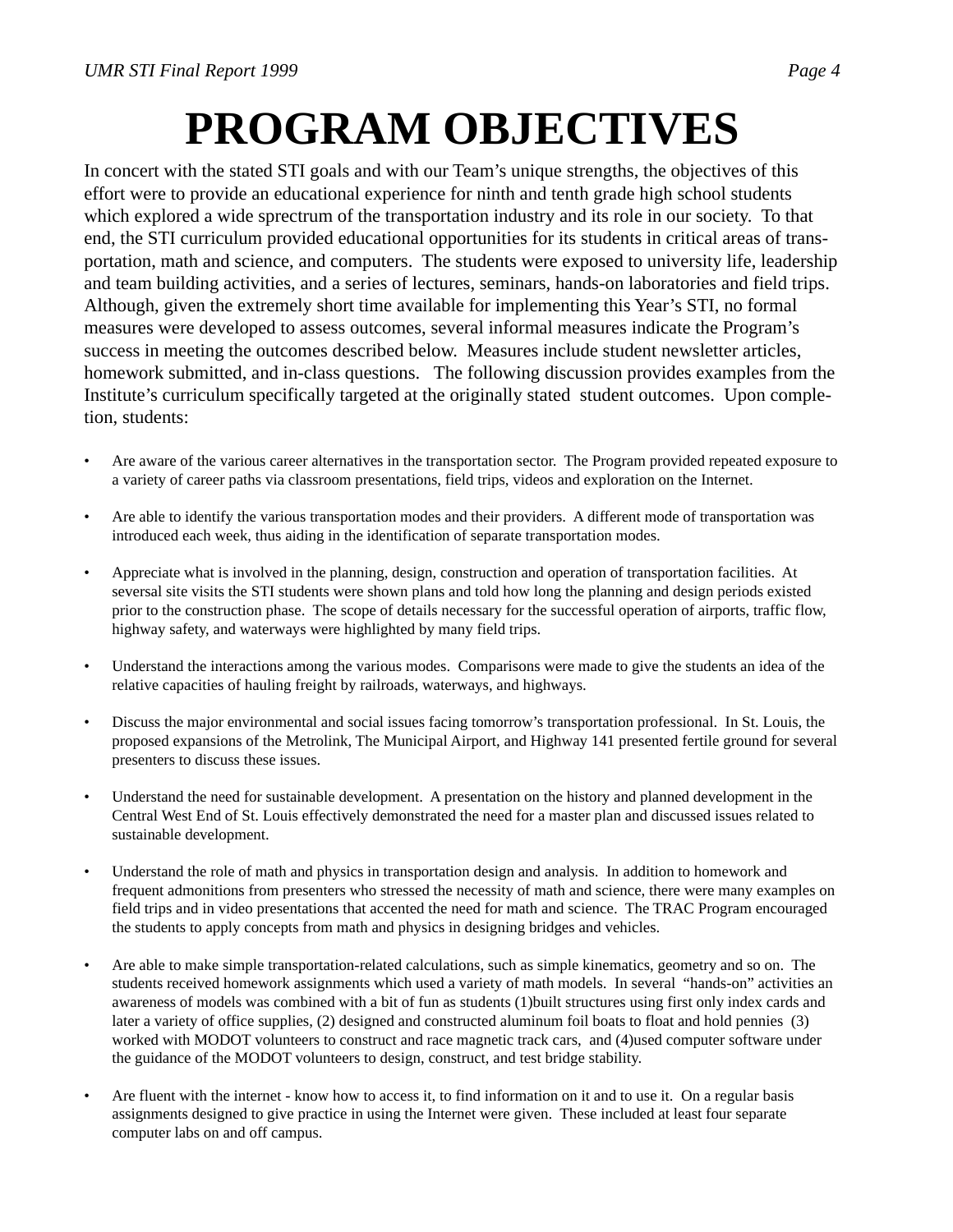# PROGRAM OBJECTIVES

In concert with the stated STI goals and with our Team's unique strengths, the objectives of this effort were to provide an educational experience for ninth and tenth grade high school students which explored a wide sprectrum of the transportation industry and its role in our society. To that end, the STI curriculum provided educational opportunities for its students in critical areas of transportation, math and science, and computers. The students were exposed to university life, leadership and team building activities, and a series of lectures, seminars, hands-on laboratories and field trips. Although, given the extremely short time available for implementing this Year's STI, no formal measures were developed to assess outcomes, several informal measures indicate the Program's success in meeting the outcomes described below. Measures include student newsletter articles, homework submitted, and in-class questions. The following discussion provides examples from the Institute's curriculum specifically targeted at the originally stated student outcomes. Upon completion, students:

- Are aware of the various career alternatives in the transportation sector. The Program provided repeated exposure to a variety of career paths via classroom presentations, field trips, videos and exploration on the Internet.
- Are able to identify the various transportation modes and their providers. A different mode of transportation was introduced each week, thus aiding in the identification of separate transportation modes.
- Appreciate what is involved in the planning, design, construction and operation of transportation facilities. At seversal site visits the STI students were shown plans and told how long the planning and design periods existed prior to the construction phase. The scope of details necessary for the successful operation of airports, traffic flow, highway safety, and waterways were highlighted by many field trips.
- Understand the interactions among the various modes. Comparisons were made to give the students an idea of the relative capacities of hauling freight by railroads, waterways, and highways.
- Discuss the major environmental and social issues facing tomorrow's transportation professional. In St. Louis, the proposed expansions of the Metrolink, The Municipal Airport, and Highway 141 presented fertile ground for several presenters to discuss these issues.
- Understand the need for sustainable development. A presentation on the history and planned development in the Central West End of St. Louis effectively demonstrated the need for a master plan and discussed issues related to sustainable development.
- Understand the role of math and physics in transportation design and analysis. In addition to homework and frequent admonitions from presenters who stressed the necessity of math and science, there were many examples on field trips and in video presentations that accented the need for math and science. The TRAC Program encouraged the students to apply concepts from math and physics in designing bridges and vehicles.
- Are able to make simple transportation-related calculations, such as simple kinematics, geometry and so on. The students received homework assignments which used a variety of math models. In several "hands-on" activities an awareness of models was combined with a bit of fun as students (1)built structures using first only index cards and later a variety of office supplies, (2) designed and constructed aluminum foil boats to float and hold pennies (3) worked with MODOT volunteers to construct and race magnetic track cars, and (4)used computer software under the guidance of the MODOT volunteers to design, construct, and test bridge stability.
- Are fluent with the internet - know how to access it, to find information on it and to use it. On a regular basis assignments designed to give practice in using the Internet were given. These included at least four separate computer labs on and off campus.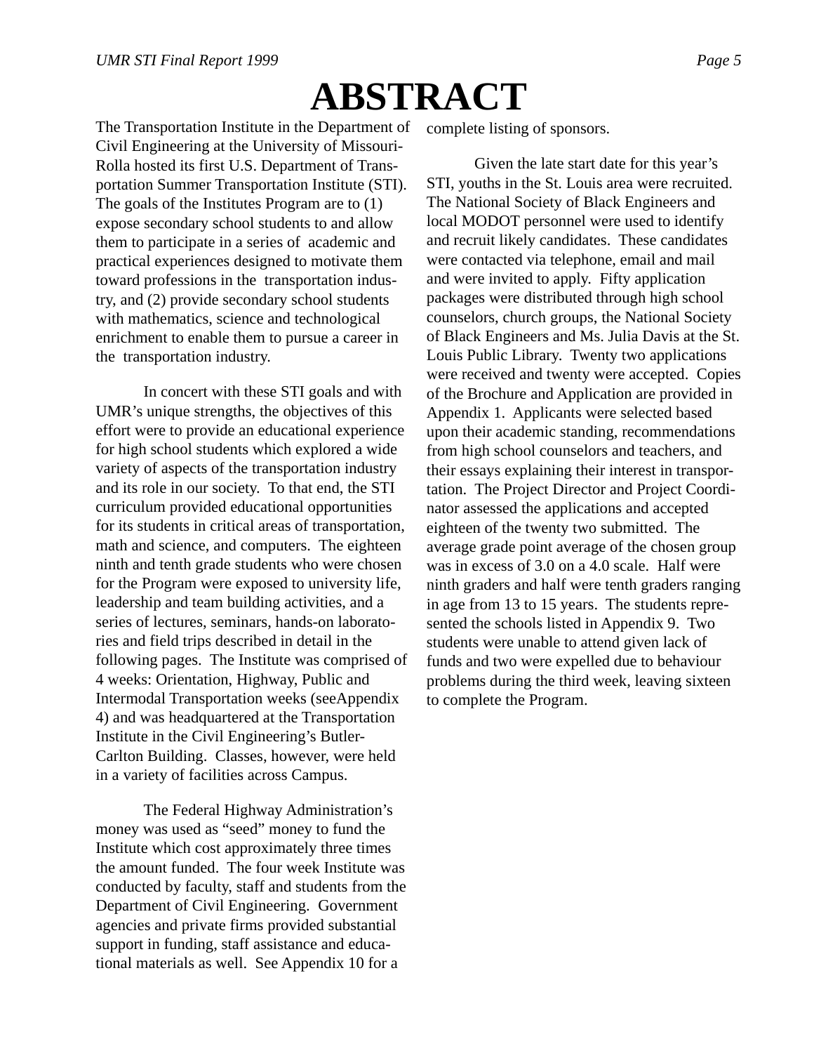# ABSTRACT

The Transportation Institute in the Department of Civil Engineering at the University of Missouri-Rolla hosted its first U.S. Department of Transportation Summer Transportation Institute (STI). The goals of the Institutes Program are to (1) expose secondary school students to and allow them to participate in a series of academic and practical experiences designed to motivate them toward professions in the transportation industry, and (2) provide secondary school students with mathematics, science and technological enrichment to enable them to pursue a career in the transportation industry.

In concert with these STI goals and with UMR's unique strengths, the objectives of this effort were to provide an educational experience for high school students which explored a wide variety of aspects of the transportation industry and its role in our society. To that end, the STI curriculum provided educational opportunities for its students in critical areas of transportation, math and science, and computers. The eighteen ninth and tenth grade students who were chosen for the Program were exposed to university life, leadership and team building activities, and a series of lectures, seminars, hands-on laboratories and field trips described in detail in the following pages. The Institute was comprised of 4 weeks: Orientation, Highway, Public and Intermodal Transportation weeks (seeAppendix 4) and was headquartered at the Transportation Institute in the Civil Engineering's Butler-Carlton Building. Classes, however, were held in a variety of facilities across Campus.

The Federal Highway Administration's money was used as "seed" money to fund the Institute which cost approximately three times the amount funded. The four week Institute was conducted by faculty, staff and students from the Department of Civil Engineering. Government agencies and private firms provided substantial support in funding, staff assistance and educational materials as well. See Appendix 10 for a complete listing of sponsors.

Given the late start date for this year's STI, youths in the St. Louis area were recruited. The National Society of Black Engineers and local MODOT personnel were used to identify and recruit likely candidates. These candidates were contacted via telephone, email and mail and were invited to apply. Fifty application packages were distributed through high school counselors, church groups, the National Society of Black Engineers and Ms. Julia Davis at the St. Louis Public Library. Twenty two applications were received and twenty were accepted. Copies of the Brochure and Application are provided in Appendix 1. Applicants were selected based upon their academic standing, recommendations from high school counselors and teachers, and their essays explaining their interest in transportation. The Project Director and Project Coordinator assessed the applications and accepted eighteen of the twenty two submitted. The average grade point average of the chosen group was in excess of 3.0 on a 4.0 scale. Half were ninth graders and half were tenth graders ranging in age from 13 to 15 years. The students represented the schools listed in Appendix 9. Two students were unable to attend given lack of funds and two were expelled due to behaviour problems during the third week, leaving sixteen to complete the Program.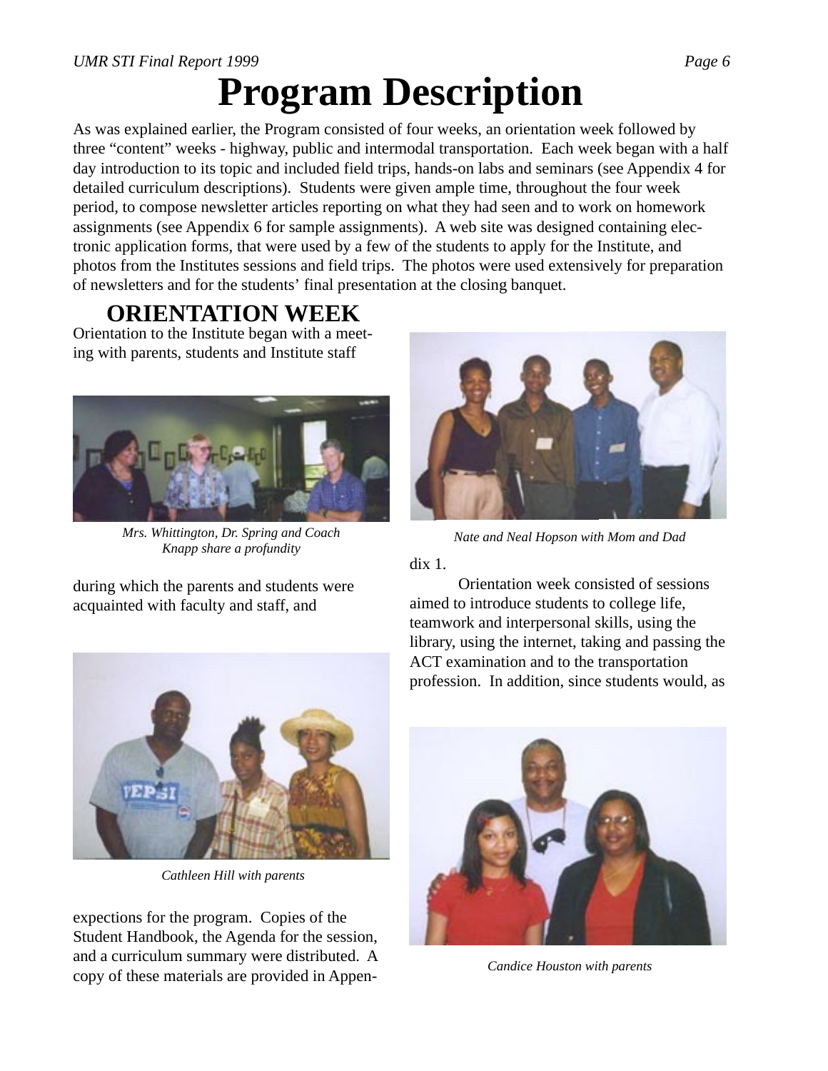# Program Description

As was explained earlier, the Program consisted of four weeks, an orientation week followed by three "content" weeks - highway, public and intermodal transportation. Each week began with a half day introduction to its topic and included field trips, hands-on labs and seminars (see Appendix 4 for detailed curriculum descriptions). Students were given ample time, throughout the four week period, to compose newsletter articles reporting on what they had seen and to work on homework assignments (see Appendix 6 for sample assignments). A web site was designed containing electronic application forms, that were used by a few of the students to apply for the Institute, and photos from the Institutes sessions and field trips. The photos were used extensively for preparation of newsletters and for the students' final presentation at the closing banquet.

## ORIENTATION WEEK

Orientation to the Institute began with a meeting with parents, students and Institute staff during which the parents and students were acquainted with faculty and staff, and expecions for the program. Copies of the Student Handbook, the Agenda for the session, and a curriculum summary were distributed. A copy of these materials are provided in Appendix 1.

*Mrs. Whittington, Dr. Spring and Coach Knapp share a profundity*

*Cathleen Hill with parents*

*Nate and Neal Hopson with Mom and Dad*

Orientation week consisted of sessions aimed to introduce students to college life, teamwork and interpersonal skills, using the library, using the internet, taking and passing the ACT examination and to the transportation profession. In addition, since students would, as

*Candice Houston with parents*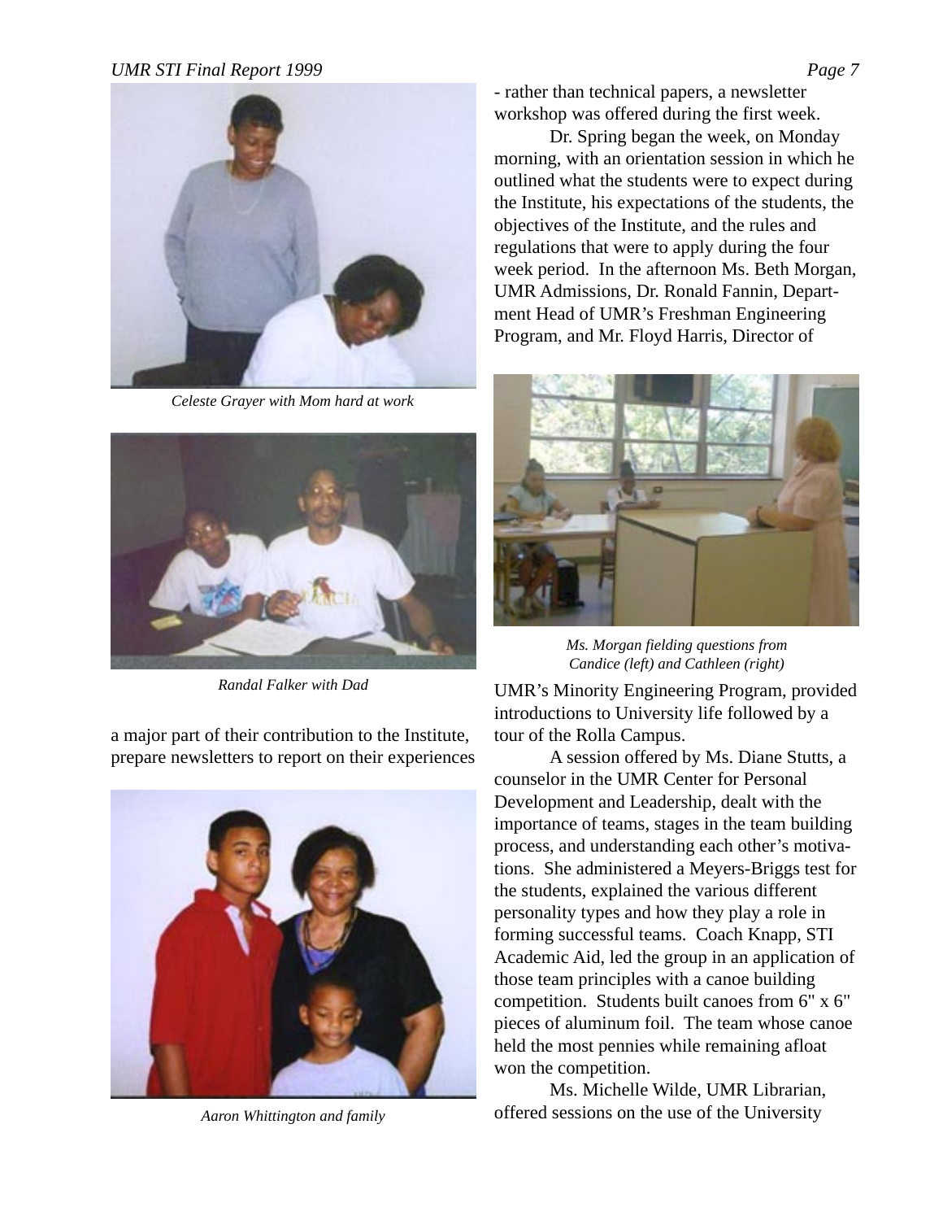Celeste Grayer with Mom hard at work

Randal Falker with Dad

a major part of their contribution to the Institute, prepare newsletters to report on their experiences

Aaron Whittington and family

- rather than technical papers, a newsletter workshop was offered during the first week.

Dr. Spring began the week, on Monday morning, with an orientation session in which he outlined what the students were to expect during the Institute, his expectations of the students, the objectives of the Institute, and the rules and regulations that were to apply during the four week period. In the afternoon Ms. Beth Morgan, UMR Admissions, Dr. Ronald Fannin, Department Head of UMR's Freshman Engineering Program, and Mr. Floyd Harris, Director of UMR's Minority Engineering Program, provided introductions to University life followed by a tour of the Rolla Campus.

*Ms. Morgan fielding questions from Candice (left) and Cathleen (right)*

A session offered by Ms. Diane Stutts, a counselor in the UMR Center for Personal Development and Leadership, dealt with the importance of teams, stages in the team building process, and understanding each other's motivations. She administered a Meyers-Briggs test for the students, explained the various different personality types and how they play a role in forming successful teams. Coach Knapp, STI Academic Aid, led the group in an application of those team principles with a canoe building competition. Students built canoes from 6" x 6" pieces of aluminum foil. The team whose canoe held the most pennies while remaining afloat won the competition.

Ms. Michelle Wilde, UMR Librarian, offered sessions on the use of the University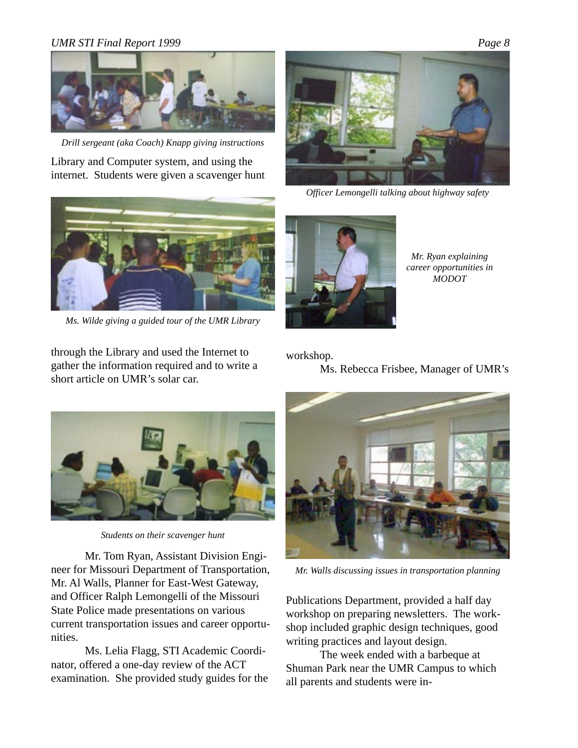*Drill sergeant (aka Coach) Knapp giving instructions*

Library and Computer system, and using the internet. Students were given a scavenger hunt

*Ms. Wilde giving a guided tour of the UMR Library*

through the Library and used the Internet to gather the information required and to write a short article on UMR's solar car.

*Students on their scavenger hunt*

Mr. Tom Ryan, Assistant Division Engineer for Missouri Department of Transportation, Mr. Al Walls, Planner for East-West Gateway, and Officer Ralph Lemongelli of the Missouri State Police made presentations on various current transportation issues and career opportunities.

Ms. Lelia Flagg, STI Academic Coordinator, offered a one-day review of the ACT examination. She provided study guides for the workshop.

*Officer Lemongelli talking about highway safety*

*Mr. Ryan explaining career opportunities in MODOT*

Ms. Rebecca Frisbee, Manager of UMR's Publications Department, provided a half day workshop on preparing newsletters. The workshop included graphic design techniques, good writing practices and layout design.

*Mr. Walls discussing issues in transportation planning*

The week ended with a barbeque at Shuman Park near the UMR Campus to which all parents and students were in-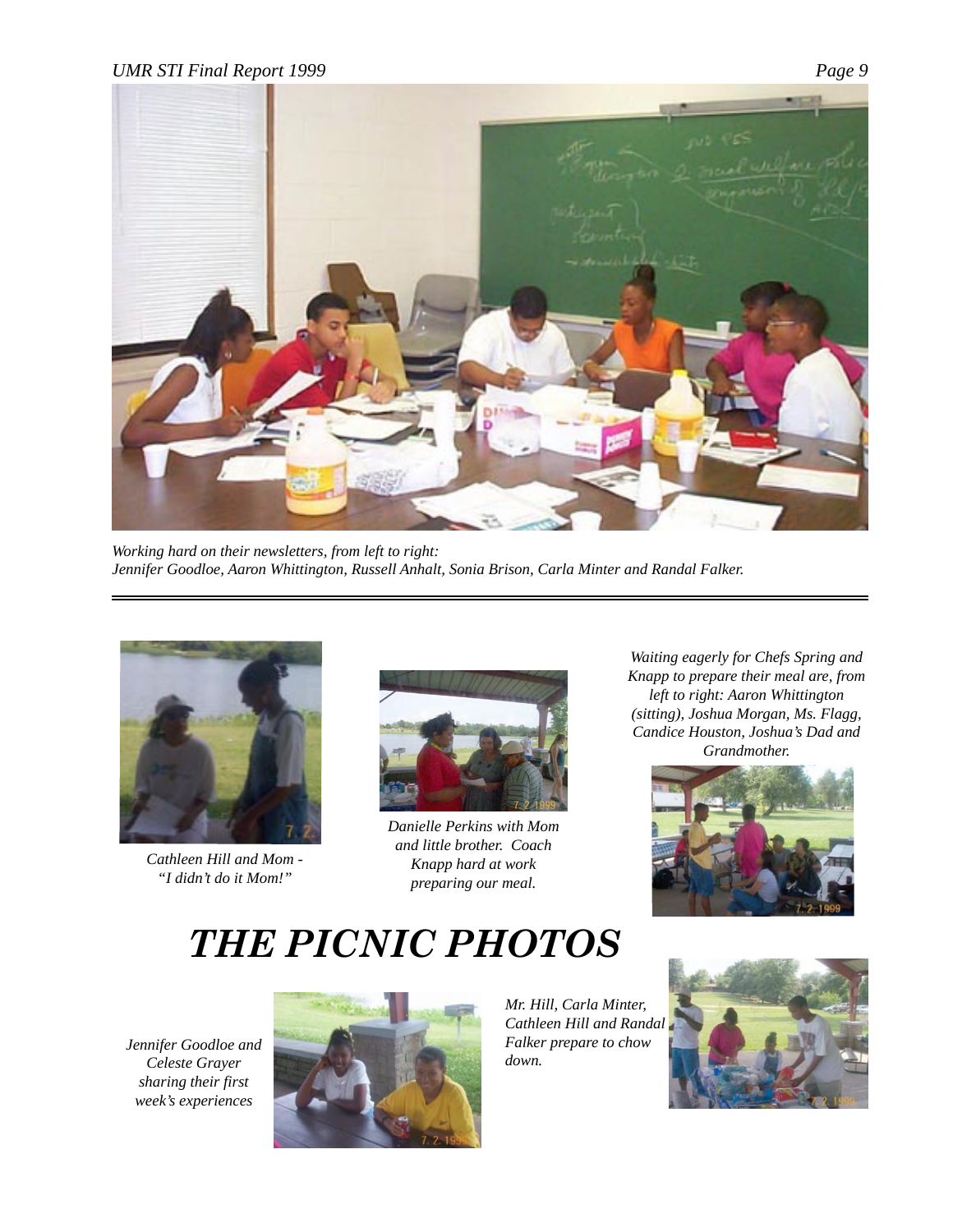*Working hard on their newsletters, from left to right:*
*Jennifer Goodloe, Aaron Whittington, Russell Anhalt, Sonia Brison, Carla Minter and Randal Falker.*

---

*Cathleen Hill and Mom - "I didn't do it Mom!"*

*Danielle Perkins with Mom and little brother. Coach Knapp hard at work preparing our meal.*

*Waiting eagerly for Chefs Spring and Knapp to prepare their meal are, from left to right: Aaron Whittington (sitting), Joshua Morgan, Ms. Flagg, Candice Houston, Joshua's Dad and Grandmother.*

# THE PICNIC PHOTOS

*Jennifer Goodloe and Celeste Grayer sharing their first week's experiences*

*Mr. Hill, Carla Minter, Cathleen Hill and Randal Falker prepare to chow down.*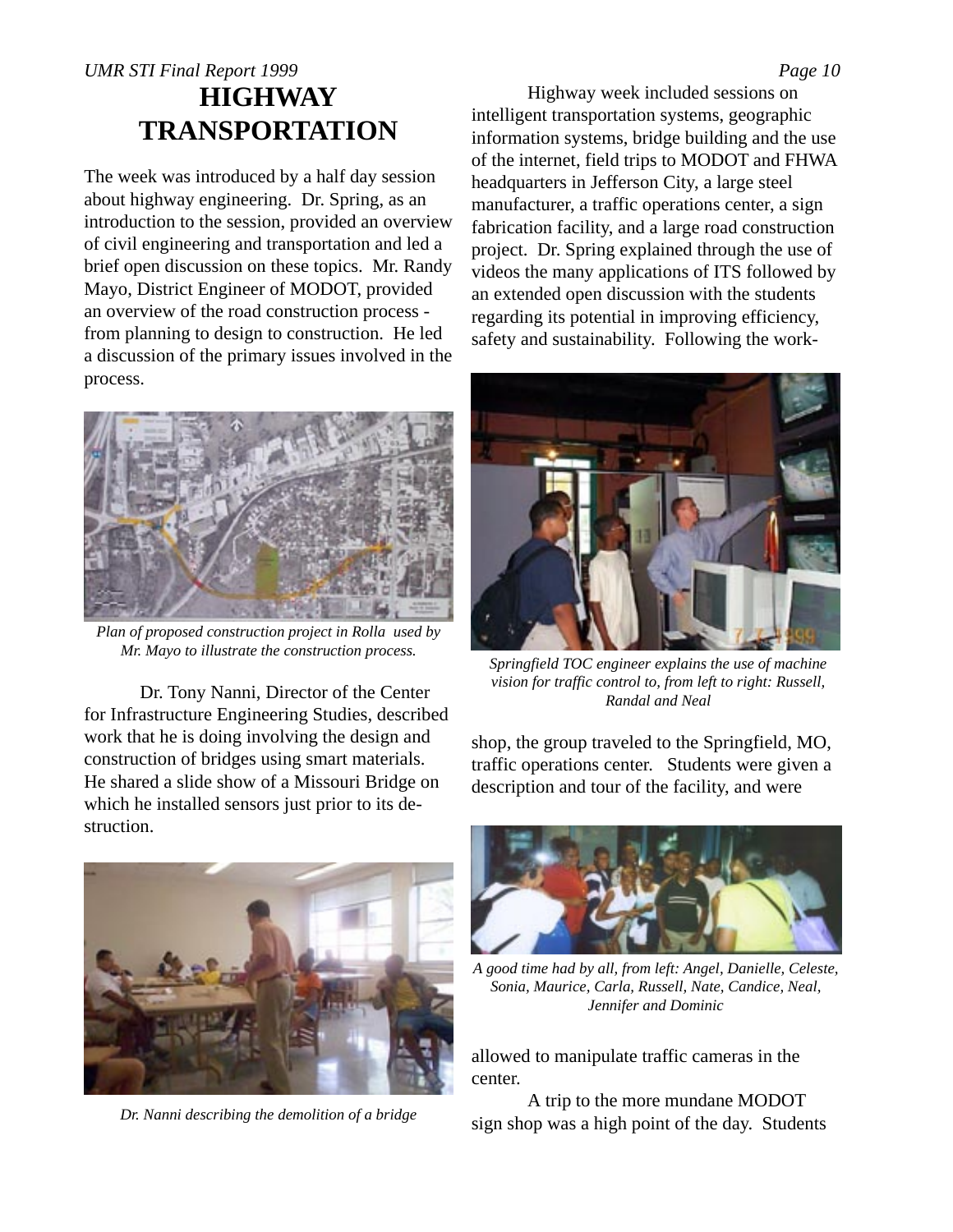# HIGHWAY TRANSPORTATION

The week was introduced by a half day session about highway engineering. Dr. Spring, as an introduction to the session, provided an overview of civil engineering and transportation and led a brief open discussion on these topics. Mr. Randy Mayo, District Engineer of MODOT, provided an overview of the road construction process - from planning to design to construction. He led a discussion of the primary issues involved in the process.

*Plan of proposed construction project in Rolla used by Mr. Mayo to illustrate the construction process.*

Dr. Tony Nanni, Director of the Center for Infrastructure Engineering Studies, described work that he is doing involving the design and construction of bridges using smart materials. He shared a slide show of a Missouri Bridge on which he installed sensors just prior to its destruction.

*Dr. Nanni describing the demolition of a bridge*

Highway week included sessions on intelligent transportation systems, geographic information systems, bridge building and the use of the internet, field trips to MODOT and FHWA headquarters in Jefferson City, a large steel manufacturer, a traffic operations center, a sign fabrication facility, and a large road construction project. Dr. Spring explained through the use of videos the many applications of ITS followed by an extended open discussion with the students regarding its potential in improving efficiency, safety and sustainability. Following the workshop, the group traveled to the Springfield, MO, traffic operations center. Students were given a description and tour of the facility, and were allowed to manipulate traffic cameras in the center.

*Springfield TOC engineer explains the use of machine vision for traffic control to, from left to right: Russell, Randal and Neal*

*A good time had by all, from left: Angel, Danielle, Celeste, Sonia, Maurice, Carla, Russell, Nate, Candice, Neal, Jennifer and Dominic*

A trip to the more mundane MODOT sign shop was a high point of the day. Students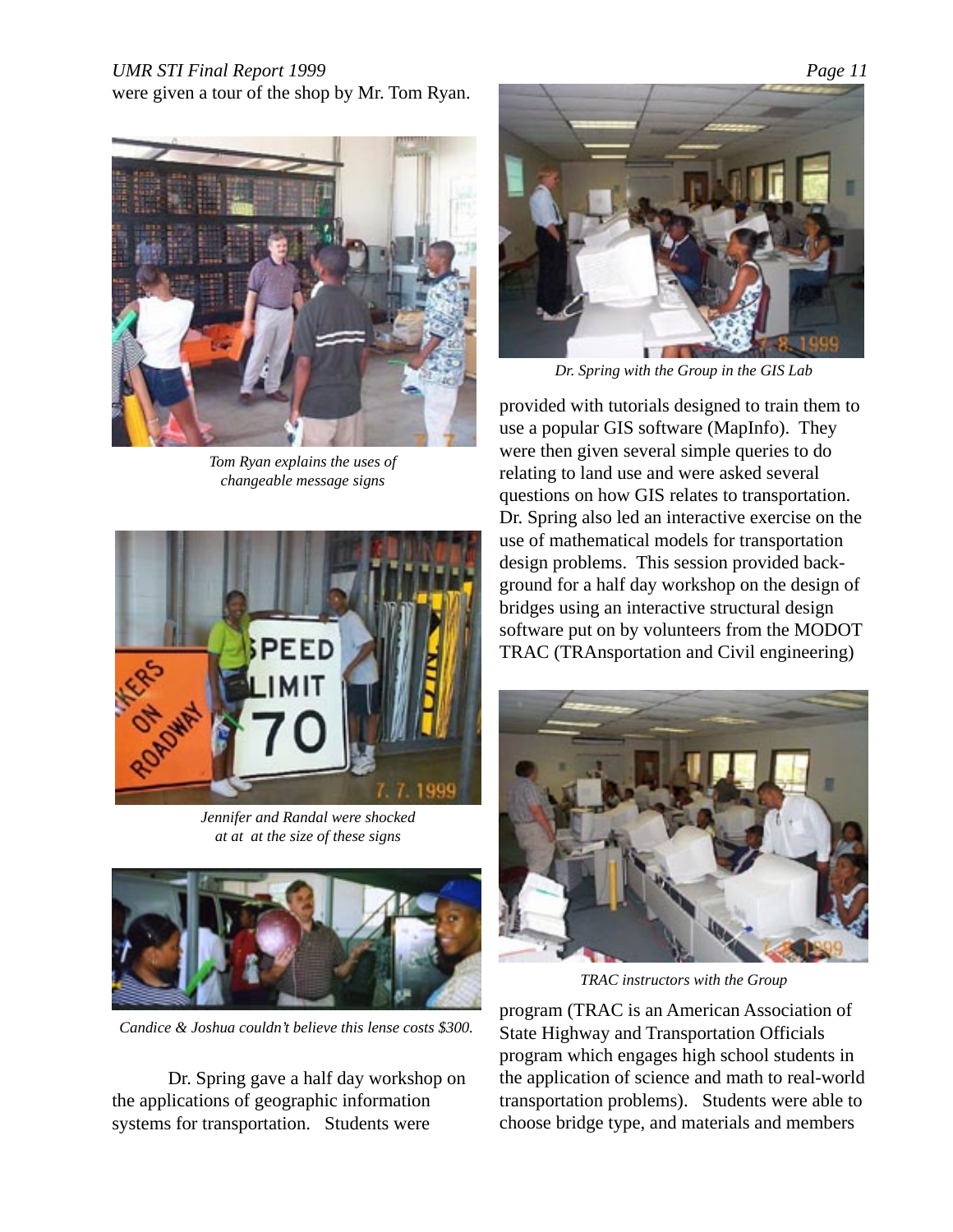were given a tour of the shop by Mr. Tom Ryan.

*Tom Ryan explains the uses of changeable message signs*

*Jennifer and Randal were shocked at at at the size of these signs*

*Candice & Joshua couldn't believe this lense costs $300.*

Dr. Spring gave a half day workshop on the applications of geographic information systems for transportation. Students were provided with tutorials designed to train them to use a popular GIS software (MapInfo). They were then given several simple queries to do relating to land use and were asked several questions on how GIS relates to transportation. Dr. Spring also led an interactive exercise on the use of mathematical models for transportation design problems. This session provided background for a half day workshop on the design of bridges using an interactive structural design software put on by volunteers from the MODOT TRAC (TRAnsportation and Civil engineering) program (TRAC is an American Association of State Highway and Transportation Officials program which engages high school students in the application of science and math to real-world transportation problems). Students were able to choose bridge type, and materials and members

*Dr. Spring with the Group in the GIS Lab*

*TRAC instructors with the Group*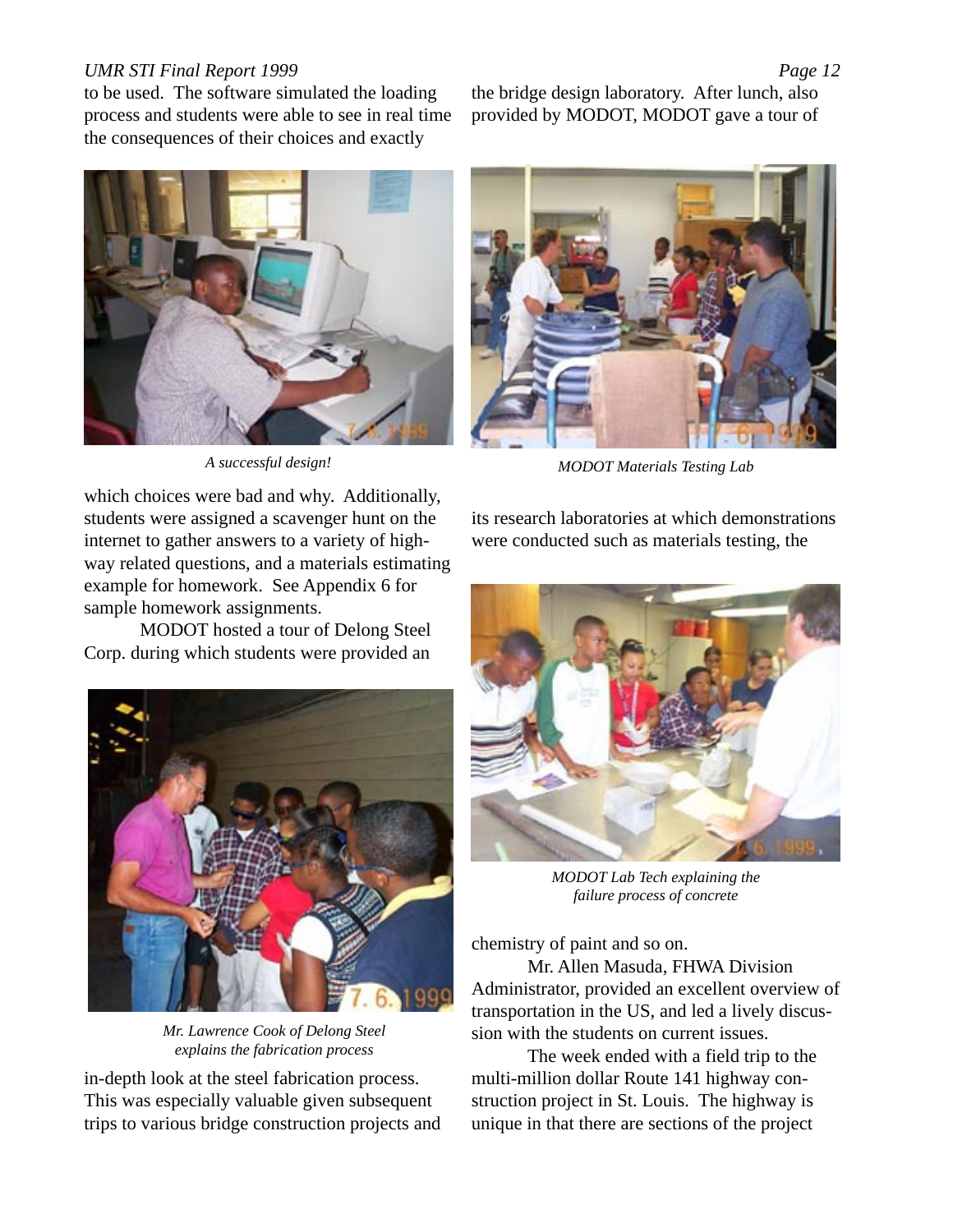to be used. The software simulated the loading process and students were able to see in real time the consequences of their choices and exactly

*A successful design!*

which choices were bad and why. Additionally, students were assigned a scavenger hunt on the internet to gather answers to a variety of highway related questions, and a materials estimating example for homework. See Appendix 6 for sample homework assignments.

MODOT hosted a tour of Delong Steel Corp. during which students were provided an

*Mr. Lawrence Cook of Delong Steel explains the fabrication process*

in-depth look at the steel fabrication process. This was especially valuable given subsequent trips to various bridge construction projects and the bridge design laboratory. After lunch, also provided by MODOT, MODOT gave a tour of

*MODOT Materials Testing Lab*

its research laboratories at which demonstrations were conducted such as materials testing, the

*MODOT Lab Tech explaining the failure process of concrete*

chemistry of paint and so on.

Mr. Allen Masuda, FHWA Division Administrator, provided an excellent overview of transportation in the US, and led a lively discussion with the students on current issues.

The week ended with a field trip to the multi-million dollar Route 141 highway construction project in St. Louis. The highway is unique in that there are sections of the project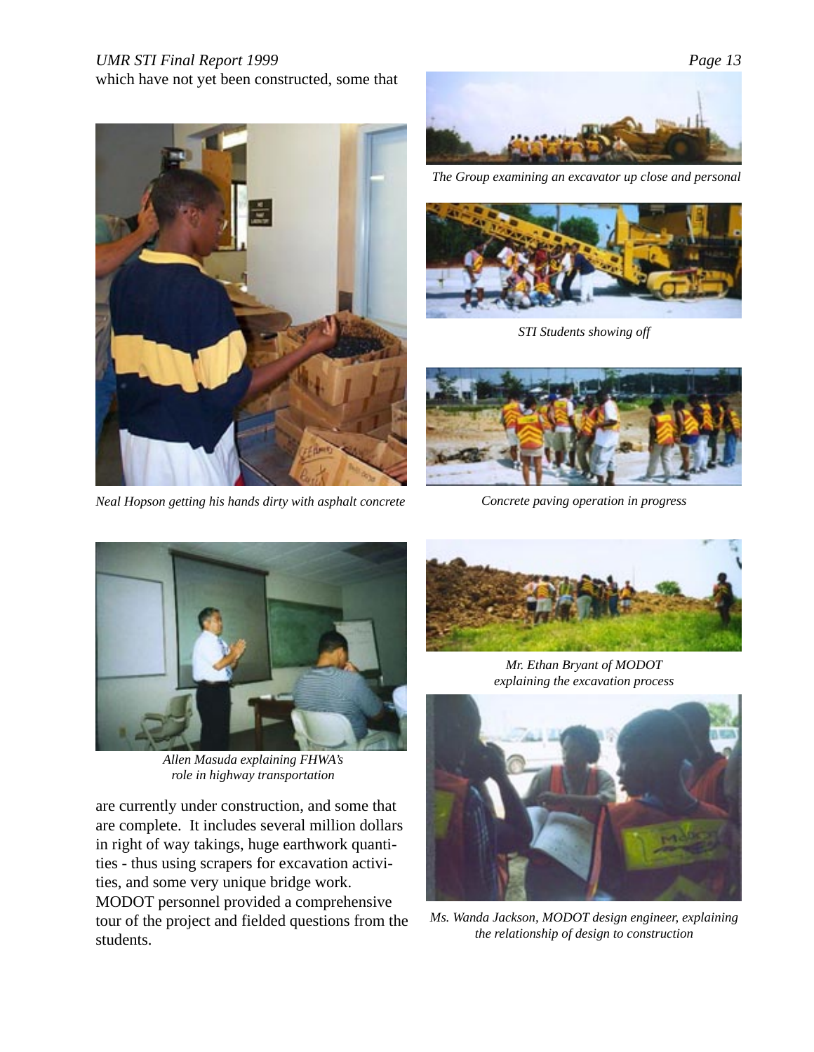which have not yet been constructed, some that are currently under construction, and some that are complete. It includes several million dollars in right of way takings, huge earthwork quantities - thus using scrapers for excavation activities, and some very unique bridge work. MODOT personnel provided a comprehensive tour of the project and fielded questions from the students.

*Neal Hopson getting his hands dirty with asphalt concrete*

*The Group examining an excavator up close and personal*

*STI Students showing off*

*Concrete paving operation in progress*

*Allen Masuda explaining FHWA's role in highway transportation*

*Mr. Ethan Bryant of MODOT explaining the excavation process*

*Ms. Wanda Jackson, MODOT design engineer, explaining the relationship of design to construction*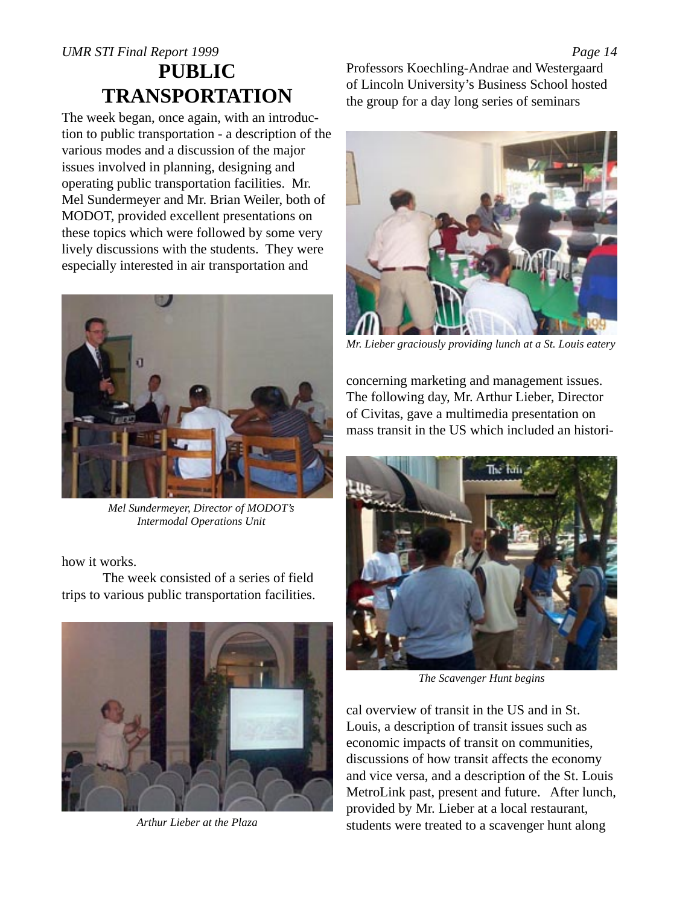# PUBLIC TRANSPORTATION

The week began, once again, with an introduction to public transportation - a description of the various modes and a discussion of the major issues involved in planning, designing and operating public transportation facilities. Mr. Mel Sundermeyer and Mr. Brian Weiler, both of MODOT, provided excellent presentations on these topics which were followed by some very lively discussions with the students. They were especially interested in air transportation and how it works.

*Mel Sundermeyer, Director of MODOT's Intermodal Operations Unit*

The week consisted of a series of field trips to various public transportation facilities.

*Arthur Lieber at the Plaza*

Professors Koechling-Andrae and Westergaard of Lincoln University's Business School hosted the group for a day long series of seminars concerning marketing and management issues. The following day, Mr. Arthur Lieber, Director of Civitas, gave a multimedia presentation on mass transit in the US which included an historical overview of transit in the US and in St. Louis, a description of transit issues such as economic impacts of transit on communities, discussions of how transit affects the economy and vice versa, and a description of the St. Louis MetroLink past, present and future. After lunch, provided by Mr. Lieber at a local restaurant, students were treated to a scavenger hunt along

*Mr. Lieber graciously providing lunch at a St. Louis eatery*

*The Scavenger Hunt begins*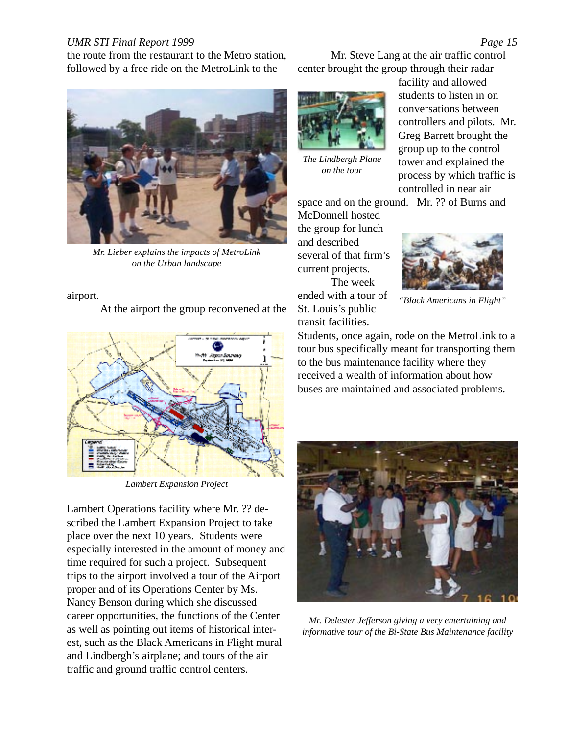the route from the restaurant to the Metro station, followed by a free ride on the MetroLink to the airport.

*Mr. Lieber explains the impacts of MetroLink on the Urban landscape*

At the airport the group reconvened at the Lambert Operations facility where Mr. ?? described the Lambert Expansion Project to take place over the next 10 years. Students were especially interested in the amount of money and time required for such a project. Subsequent trips to the airport involved a tour of the Airport proper and of its Operations Center by Ms. Nancy Benson during which she discussed career opportunities, the functions of the Center as well as pointing out items of historical interest, such as the Black Americans in Flight mural and Lindbergh's airplane; and tours of the air traffic and ground traffic control centers.

*Lambert Expansion Project*

Mr. Steve Lang at the air traffic control center brought the group through their radar facility and allowed students to listen in on conversations between controllers and pilots. Mr. Greg Barrett brought the group up to the control tower and explained the process by which traffic is controlled in near air space and on the ground. Mr. ?? of Burns and McDonnell hosted the group for lunch and described several of that firm's current projects.

*The Lindbergh Plane on the tour*

The week ended with a tour of St. Louis's public transit facilities. Students, once again, rode on the MetroLink to a tour bus specifically meant for transporting them to the bus maintenance facility where they received a wealth of information about how buses are maintained and associated problems.

*"Black Americans in Flight"*

*Mr. Delester Jefferson giving a very entertaining and informative tour of the Bi-State Bus Maintenance facility*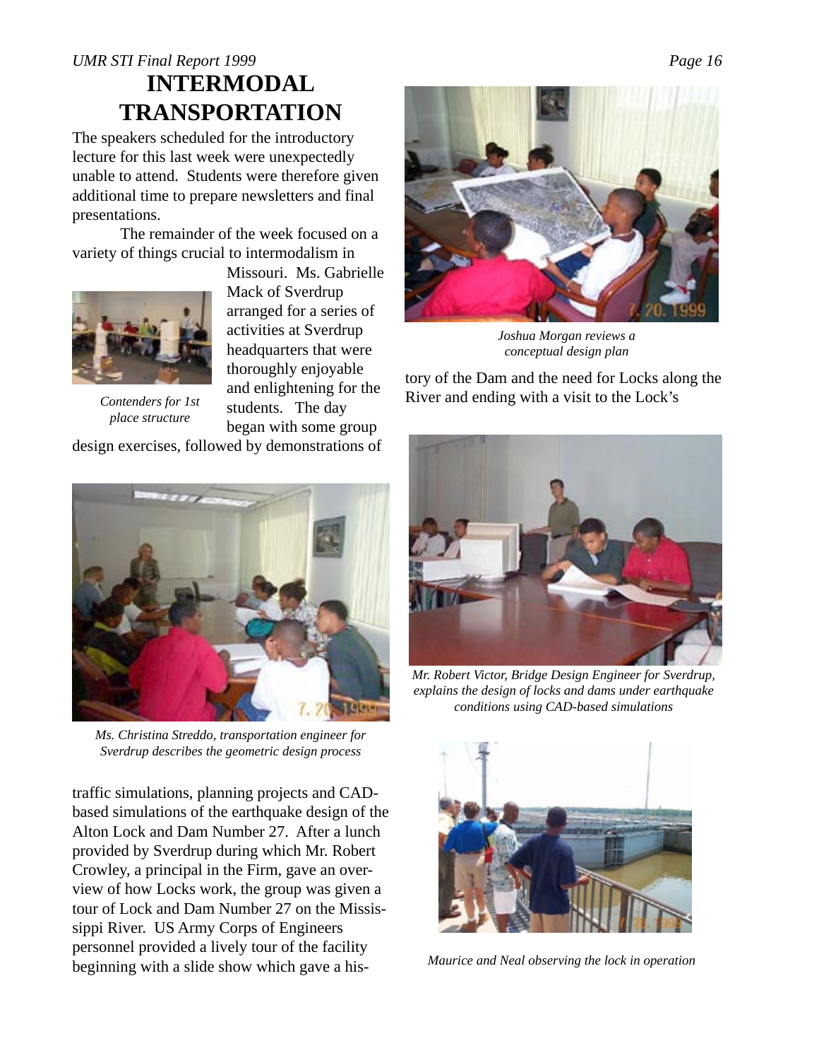# INTERMODAL TRANSPORTATION

The speakers scheduled for the introductory lecture for this last week were unexpectedly unable to attend. Students were therefore given additional time to prepare newsletters and final presentations.

The remainder of the week focused on a variety of things crucial to intermodalism in Missouri. Ms. Gabrielle Mack of Sverdrup arranged for a series of activities at Sverdrup headquarters that were thoroughly enjoyable and enlightening for the students. The day began with some group design exercises, followed by demonstrations of traffic simulations, planning projects and CAD-based simulations of the earthquake design of the Alton Lock and Dam Number 27. After a lunch provided by Sverdrup during which Mr. Robert Crowley, a principal in the Firm, gave an overview of how Locks work, the group was given a tour of Lock and Dam Number 27 on the Mississippi River. US Army Corps of Engineers personnel provided a lively tour of the facility beginning with a slide show which gave a history of the Dam and the need for Locks along the River and ending with a visit to the Lock's

*Contenders for 1st place structure*

*Ms. Christina Streddo, transportation engineer for Sverdrup describes the geometric design process*

*Joshua Morgan reviews a conceptual design plan*

*Mr. Robert Victor, Bridge Design Engineer for Sverdrup, explains the design of locks and dams under earthquake conditions using CAD-based simulations*

*Maurice and Neal observing the lock in operation*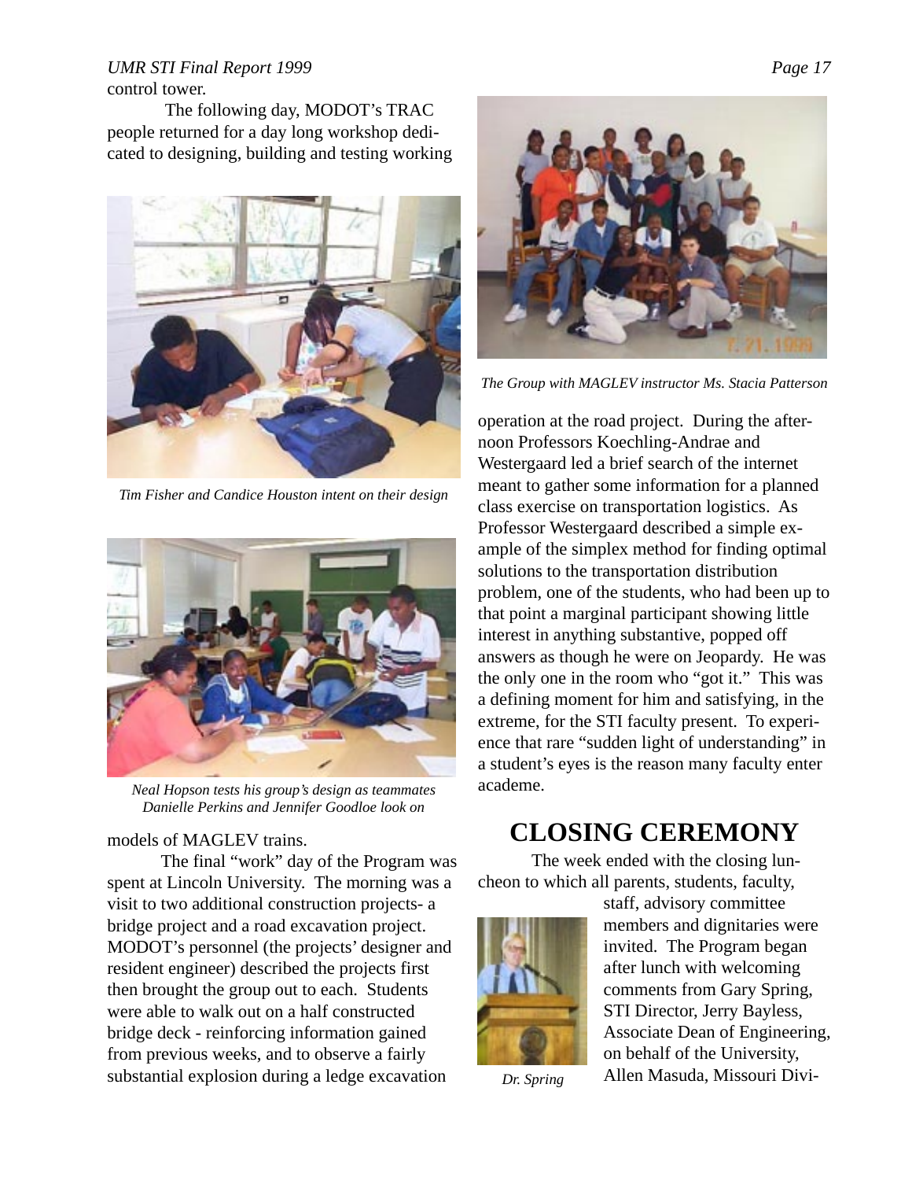control tower.

The following day, MODOT's TRAC people returned for a day long workshop dedicated to designing, building and testing working models of MAGLEV trains.

*Tim Fisher and Candice Houston intent on their design*

*Neal Hopson tests his group's design as teammates Danielle Perkins and Jennifer Goodloe look on*

The final "work" day of the Program was spent at Lincoln University. The morning was a visit to two additional construction projects- a bridge project and a road excavation project. MODOT's personnel (the projects' designer and resident engineer) described the projects first then brought the group out to each. Students were able to walk out on a half constructed bridge deck - reinforcing information gained from previous weeks, and to observe a fairly substantial explosion during a ledge excavation operation at the road project. During the afternoon Professors Koechling-Andrae and Westergaard led a brief search of the internet meant to gather some information for a planned class exercise on transportation logistics. As Professor Westergaard described a simple example of the simplex method for finding optimal solutions to the transportation distribution problem, one of the students, who had been up to that point a marginal participant showing little interest in anything substantive, popped off answers as though he were on Jeopardy. He was the only one in the room who "got it." This was a defining moment for him and satisfying, in the extreme, for the STI faculty present. To experience that rare "sudden light of understanding" in a student's eyes is the reason many faculty enter academe.

*The Group with MAGLEV instructor Ms. Stacia Patterson*

## CLOSING CEREMONY

The week ended with the closing luncheon to which all parents, students, faculty, staff, advisory committee members and dignitaries were invited. The Program began after lunch with welcoming comments from Gary Spring, STI Director, Jerry Bayless, Associate Dean of Engineering, on behalf of the University, Allen Masuda, Missouri Divi-

*Dr. Spring*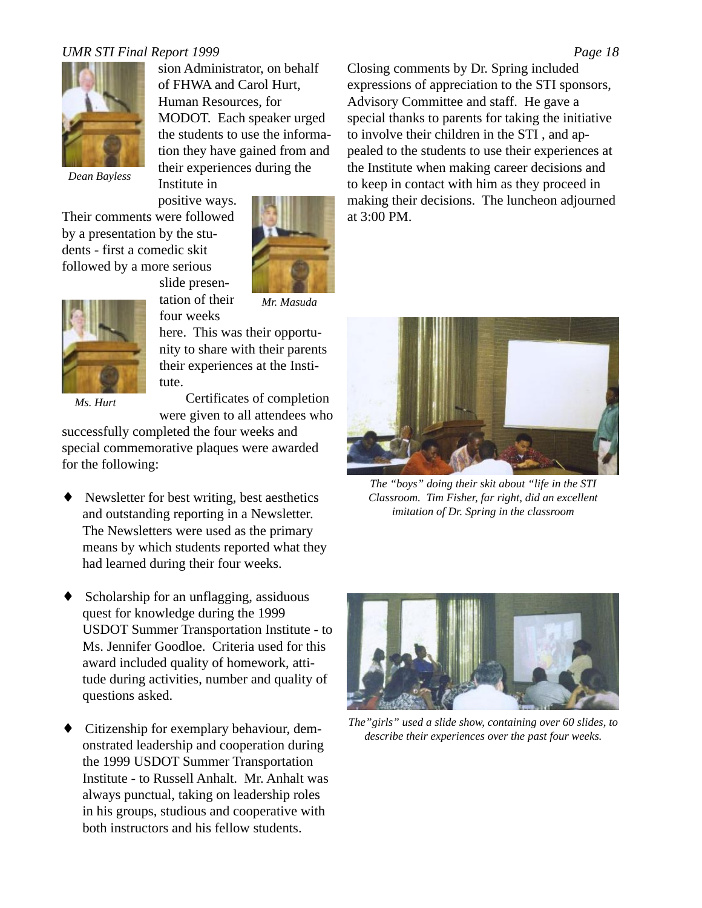sion Administrator, on behalf of FHWA and Carol Hurt, Human Resources, for MODOT. Each speaker urged the students to use the information they have gained from and their experiences during the Institute in positive ways.

*Dean Bayless*

Their comments were followed by a presentation by the students - first a comedic skit followed by a more serious slide presentation of their four weeks here. This was their opportunity to share with their parents their experiences at the Institute.

*Mr. Masuda*

*Ms. Hurt*

Certificates of completion were given to all attendees who successfully completed the four weeks and special commemorative plaques were awarded for the following:

- Newsletter for best writing, best aesthetics and outstanding reporting in a Newsletter. The Newsletters were used as the primary means by which students reported what they had learned during their four weeks.

- Scholarship for an unflagging, assiduous quest for knowledge during the 1999 USDOT Summer Transportation Institute - to Ms. Jennifer Goodloe. Criteria used for this award included quality of homework, attitude during activities, number and quality of questions asked.

- Citizenship for exemplary behaviour, demonstrated leadership and cooperation during the 1999 USDOT Summer Transportation Institute - to Russell Anhalt. Mr. Anhalt was always punctual, taking on leadership roles in his groups, studious and cooperative with both instructors and his fellow students.

Closing comments by Dr. Spring included expressions of appreciation to the STI sponsors, Advisory Committee and staff. He gave a special thanks to parents for taking the initiative to involve their children in the STI , and appealed to the students to use their experiences at the Institute when making career decisions and to keep in contact with him as they proceed in making their decisions. The luncheon adjourned at 3:00 PM.

*The "boys" doing their skit about "life in the STI Classroom. Tim Fisher, far right, did an excellent imitation of Dr. Spring in the classroom*

*The"girls" used a slide show, containing over 60 slides, to describe their experiences over the past four weeks.*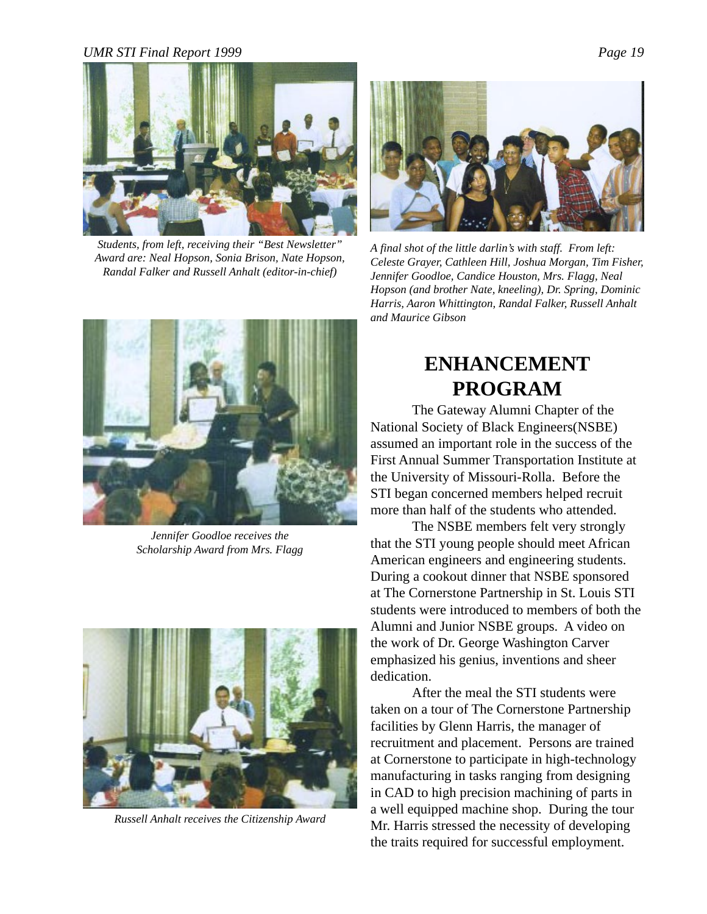*Students, from left, receiving their "Best Newsletter" Award are: Neal Hopson, Sonia Brison, Nate Hopson, Randal Falker and Russell Anhalt (editor-in-chief)*

*A final shot of the little darlin's with staff. From left: Celeste Grayer, Cathleen Hill, Joshua Morgan, Tim Fisher, Jennifer Goodloe, Candice Houston, Mrs. Flagg, Neal Hopson (and brother Nate, kneeling), Dr. Spring, Dominic Harris, Aaron Whittington, Randal Falker, Russell Anhalt and Maurice Gibson*

*Jennifer Goodloe receives the Scholarship Award from Mrs. Flagg*

*Russell Anhalt receives the Citizenship Award*

# ENHANCEMENT PROGRAM

The Gateway Alumni Chapter of the National Society of Black Engineers(NSBE) assumed an important role in the success of the First Annual Summer Transportation Institute at the University of Missouri-Rolla. Before the STI began concerned members helped recruit more than half of the students who attended.

The NSBE members felt very strongly that the STI young people should meet African American engineers and engineering students. During a cookout dinner that NSBE sponsored at The Cornerstone Partnership in St. Louis STI students were introduced to members of both the Alumni and Junior NSBE groups. A video on the work of Dr. George Washington Carver emphasized his genius, inventions and sheer dedication.

After the meal the STI students were taken on a tour of The Cornerstone Partnership facilities by Glenn Harris, the manager of recruitment and placement. Persons are trained at Cornerstone to participate in high-technology manufacturing in tasks ranging from designing in CAD to high precision machining of parts in a well equipped machine shop. During the tour Mr. Harris stressed the necessity of developing the traits required for successful employment.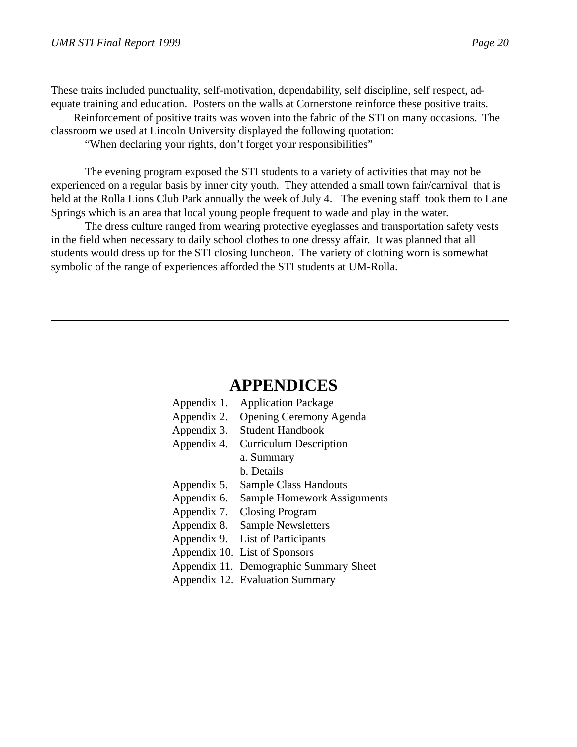These traits included punctuality, self-motivation, dependability, self discipline, self respect, adequate training and education. Posters on the walls at Cornerstone reinforce these positive traits.

Reinforcement of positive traits was woven into the fabric of the STI on many occasions. The classroom we used at Lincoln University displayed the following quotation:

"When declaring your rights, don't forget your responsibilities"

The evening program exposed the STI students to a variety of activities that may not be experienced on a regular basis by inner city youth. They attended a small town fair/carnival that is held at the Rolla Lions Club Park annually the week of July 4. The evening staff took them to Lane Springs which is an area that local young people frequent to wade and play in the water.

The dress culture ranged from wearing protective eyeglasses and transportation safety vests in the field when necessary to daily school clothes to one dressy affair. It was planned that all students would dress up for the STI closing luncheon. The variety of clothing worn is somewhat symbolic of the range of experiences afforded the STI students at UM-Rolla.

---

# APPENDICES

Appendix 1. Application Package
Appendix 2. Opening Ceremony Agenda
Appendix 3. Student Handbook
Appendix 4. Curriculum Description
a. Summary
b. Details
Appendix 5. Sample Class Handouts
Appendix 6. Sample Homework Assignments
Appendix 7. Closing Program
Appendix 8. Sample Newsletters
Appendix 9. List of Participants
Appendix 10. List of Sponsors
Appendix 11. Demographic Summary Sheet
Appendix 12. Evaluation Summary